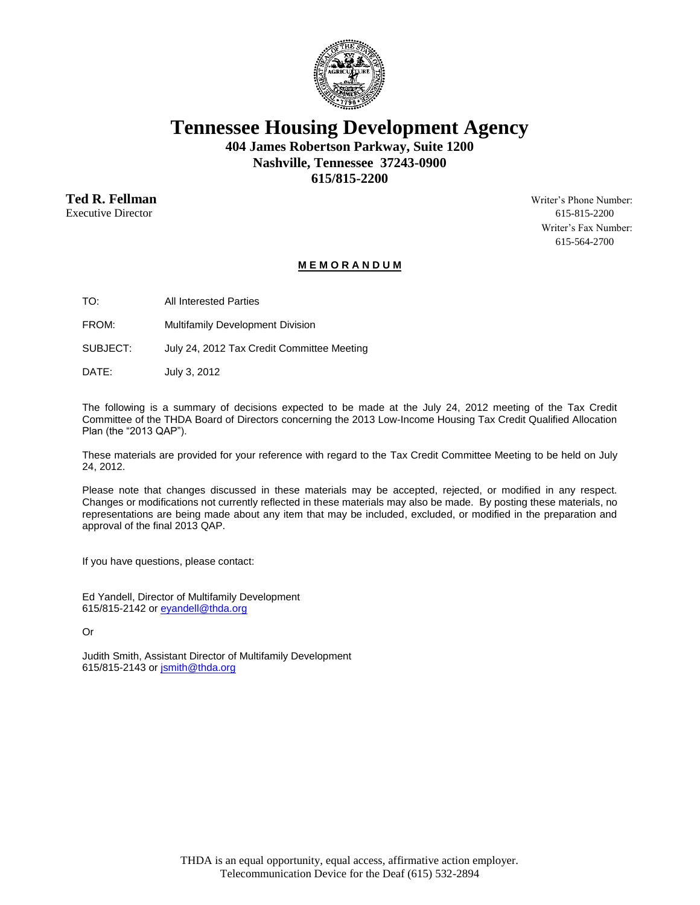# Tennessee Housing Development Agency

**404 James Robertson Parkway, Suite 1200**
**Nashville, Tennessee 37243-0900**
**615/815-2200**

**Ted R. Fellman**
Executive Director

Writer's Phone Number:
615-815-2200
Writer's Fax Number:
615-564-2700

**M E M O R A N D U M**

TO: All Interested Parties

FROM: Multifamily Development Division

SUBJECT: July 24, 2012 Tax Credit Committee Meeting

DATE: July 3, 2012

The following is a summary of decisions expected to be made at the July 24, 2012 meeting of the Tax Credit Committee of the THDA Board of Directors concerning the 2013 Low-Income Housing Tax Credit Qualified Allocation Plan (the "2013 QAP").

These materials are provided for your reference with regard to the Tax Credit Committee Meeting to be held on July 24, 2012.

Please note that changes discussed in these materials may be accepted, rejected, or modified in any respect. Changes or modifications not currently reflected in these materials may also be made. By posting these materials, no representations are being made about any item that may be included, excluded, or modified in the preparation and approval of the final 2013 QAP.

If you have questions, please contact:

Ed Yandell, Director of Multifamily Development
615/815-2142 or eyandell@thda.org

Or

Judith Smith, Assistant Director of Multifamily Development
615/815-2143 or jsmith@thda.org

THDA is an equal opportunity, equal access, affirmative action employer.
Telecommunication Device for the Deaf (615) 532-2894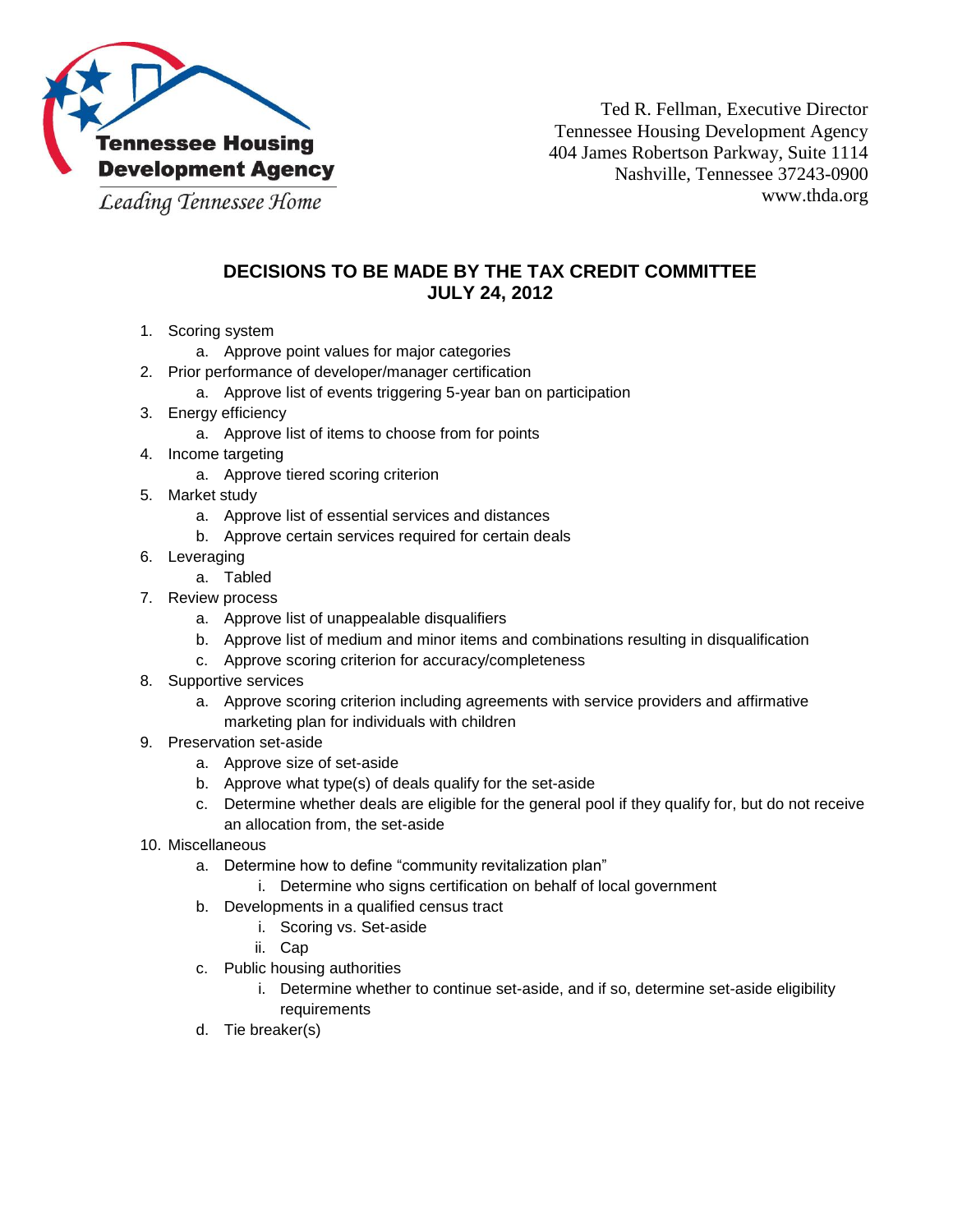Tennessee Housing Development Agency

*Leading Tennessee Home*

Ted R. Fellman, Executive Director
Tennessee Housing Development Agency
404 James Robertson Parkway, Suite 1114
Nashville, Tennessee 37243-0900
www.thda.org

## DECISIONS TO BE MADE BY THE TAX CREDIT COMMITTEE
## JULY 24, 2012

1. Scoring system
   a. Approve point values for major categories
2. Prior performance of developer/manager certification
   a. Approve list of events triggering 5-year ban on participation
3. Energy efficiency
   a. Approve list of items to choose from for points
4. Income targeting
   a. Approve tiered scoring criterion
5. Market study
   a. Approve list of essential services and distances
   b. Approve certain services required for certain deals
6. Leveraging
   a. Tabled
7. Review process
   a. Approve list of unappealable disqualifiers
   b. Approve list of medium and minor items and combinations resulting in disqualification
   c. Approve scoring criterion for accuracy/completeness
8. Supportive services
   a. Approve scoring criterion including agreements with service providers and affirmative marketing plan for individuals with children
9. Preservation set-aside
   a. Approve size of set-aside
   b. Approve what type(s) of deals qualify for the set-aside
   c. Determine whether deals are eligible for the general pool if they qualify for, but do not receive an allocation from, the set-aside
10. Miscellaneous
    a. Determine how to define "community revitalization plan"
       i. Determine who signs certification on behalf of local government
    b. Developments in a qualified census tract
       i. Scoring vs. Set-aside
       ii. Cap
    c. Public housing authorities
       i. Determine whether to continue set-aside, and if so, determine set-aside eligibility requirements
    d. Tie breaker(s)